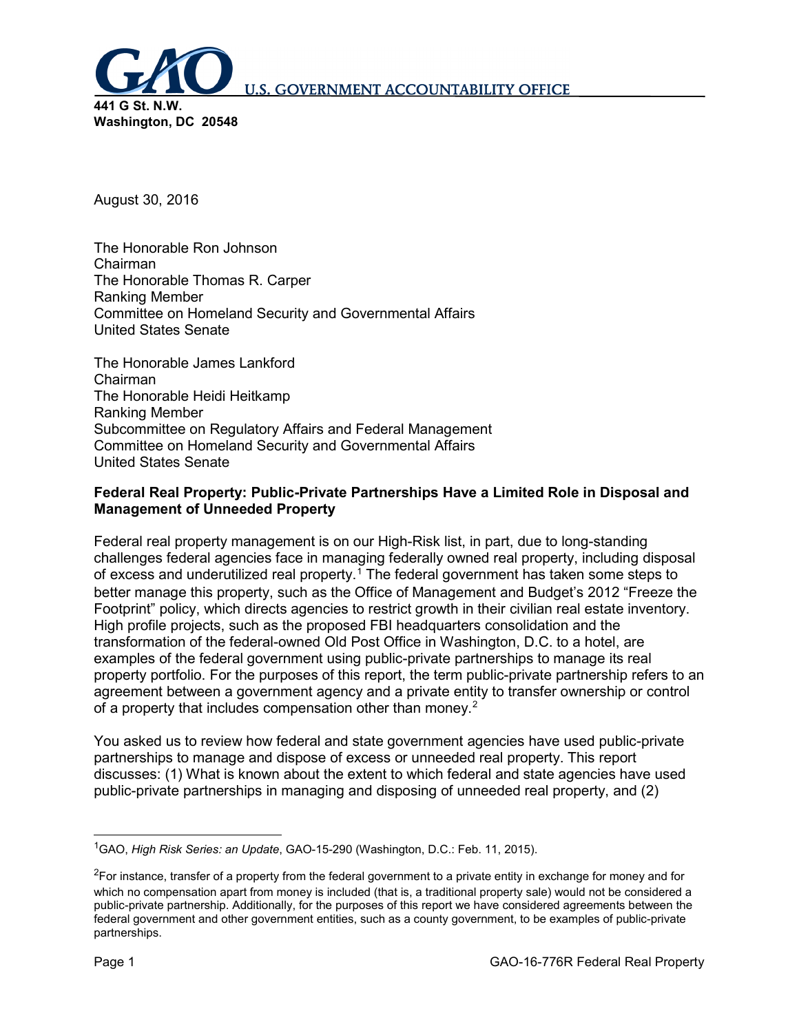**U.S. GOVERNMENT ACCOUNTABILITY OFFICE**

**441 G St. N.W.**
**Washington, DC 20548**

August 30, 2016

The Honorable Ron Johnson
Chairman
The Honorable Thomas R. Carper
Ranking Member
Committee on Homeland Security and Governmental Affairs
United States Senate

The Honorable James Lankford
Chairman
The Honorable Heidi Heitkamp
Ranking Member
Subcommittee on Regulatory Affairs and Federal Management
Committee on Homeland Security and Governmental Affairs
United States Senate

**Federal Real Property: Public-Private Partnerships Have a Limited Role in Disposal and Management of Unneeded Property**

Federal real property management is on our High-Risk list, in part, due to long-standing challenges federal agencies face in managing federally owned real property, including disposal of excess and underutilized real property.[1] The federal government has taken some steps to better manage this property, such as the Office of Management and Budget's 2012 "Freeze the Footprint" policy, which directs agencies to restrict growth in their civilian real estate inventory. High profile projects, such as the proposed FBI headquarters consolidation and the transformation of the federal-owned Old Post Office in Washington, D.C. to a hotel, are examples of the federal government using public-private partnerships to manage its real property portfolio. For the purposes of this report, the term public-private partnership refers to an agreement between a government agency and a private entity to transfer ownership or control of a property that includes compensation other than money.[2]

You asked us to review how federal and state government agencies have used public-private partnerships to manage and dispose of excess or unneeded real property. This report discusses: (1) What is known about the extent to which federal and state agencies have used public-private partnerships in managing and disposing of unneeded real property, and (2)

[1] GAO, *High Risk Series: an Update*, GAO-15-290 (Washington, D.C.: Feb. 11, 2015).

[2] For instance, transfer of a property from the federal government to a private entity in exchange for money and for which no compensation apart from money is included (that is, a traditional property sale) would not be considered a public-private partnership. Additionally, for the purposes of this report we have considered agreements between the federal government and other government entities, such as a county government, to be examples of public-private partnerships.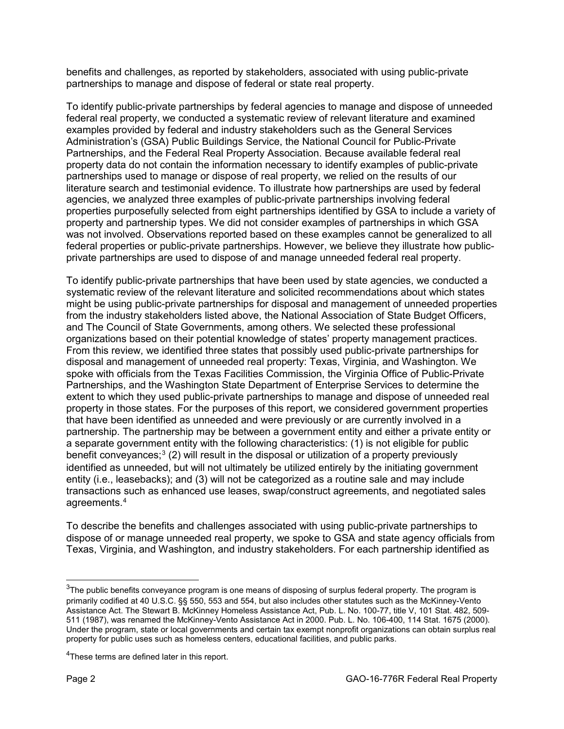benefits and challenges, as reported by stakeholders, associated with using public-private partnerships to manage and dispose of federal or state real property.

To identify public-private partnerships by federal agencies to manage and dispose of unneeded federal real property, we conducted a systematic review of relevant literature and examined examples provided by federal and industry stakeholders such as the General Services Administration's (GSA) Public Buildings Service, the National Council for Public-Private Partnerships, and the Federal Real Property Association. Because available federal real property data do not contain the information necessary to identify examples of public-private partnerships used to manage or dispose of real property, we relied on the results of our literature search and testimonial evidence. To illustrate how partnerships are used by federal agencies, we analyzed three examples of public-private partnerships involving federal properties purposefully selected from eight partnerships identified by GSA to include a variety of property and partnership types. We did not consider examples of partnerships in which GSA was not involved. Observations reported based on these examples cannot be generalized to all federal properties or public-private partnerships. However, we believe they illustrate how public-private partnerships are used to dispose of and manage unneeded federal real property.

To identify public-private partnerships that have been used by state agencies, we conducted a systematic review of the relevant literature and solicited recommendations about which states might be using public-private partnerships for disposal and management of unneeded properties from the industry stakeholders listed above, the National Association of State Budget Officers, and The Council of State Governments, among others. We selected these professional organizations based on their potential knowledge of states' property management practices. From this review, we identified three states that possibly used public-private partnerships for disposal and management of unneeded real property: Texas, Virginia, and Washington. We spoke with officials from the Texas Facilities Commission, the Virginia Office of Public-Private Partnerships, and the Washington State Department of Enterprise Services to determine the extent to which they used public-private partnerships to manage and dispose of unneeded real property in those states. For the purposes of this report, we considered government properties that have been identified as unneeded and were previously or are currently involved in a partnership. The partnership may be between a government entity and either a private entity or a separate government entity with the following characteristics: (1) is not eligible for public benefit conveyances;[3] (2) will result in the disposal or utilization of a property previously identified as unneeded, but will not ultimately be utilized entirely by the initiating government entity (i.e., leasebacks); and (3) will not be categorized as a routine sale and may include transactions such as enhanced use leases, swap/construct agreements, and negotiated sales agreements.[4]

To describe the benefits and challenges associated with using public-private partnerships to dispose of or manage unneeded real property, we spoke to GSA and state agency officials from Texas, Virginia, and Washington, and industry stakeholders. For each partnership identified as

[3]The public benefits conveyance program is one means of disposing of surplus federal property. The program is primarily codified at 40 U.S.C. §§ 550, 553 and 554, but also includes other statutes such as the McKinney-Vento Assistance Act. The Stewart B. McKinney Homeless Assistance Act, Pub. L. No. 100-77, title V, 101 Stat. 482, 509-511 (1987), was renamed the McKinney-Vento Assistance Act in 2000. Pub. L. No. 106-400, 114 Stat. 1675 (2000). Under the program, state or local governments and certain tax exempt nonprofit organizations can obtain surplus real property for public uses such as homeless centers, educational facilities, and public parks.

[4]These terms are defined later in this report.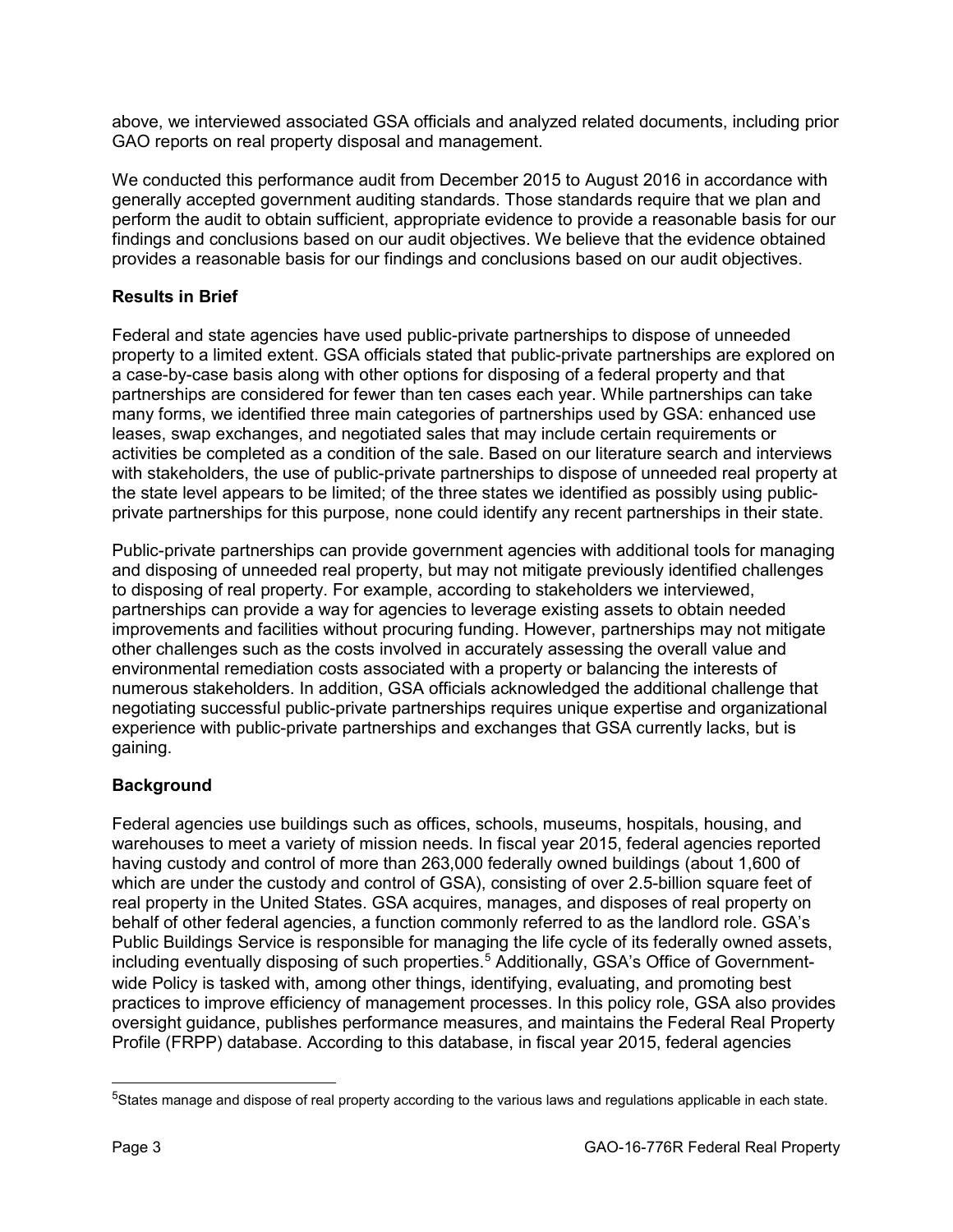above, we interviewed associated GSA officials and analyzed related documents, including prior GAO reports on real property disposal and management.

We conducted this performance audit from December 2015 to August 2016 in accordance with generally accepted government auditing standards. Those standards require that we plan and perform the audit to obtain sufficient, appropriate evidence to provide a reasonable basis for our findings and conclusions based on our audit objectives. We believe that the evidence obtained provides a reasonable basis for our findings and conclusions based on our audit objectives.

## Results in Brief

Federal and state agencies have used public-private partnerships to dispose of unneeded property to a limited extent. GSA officials stated that public-private partnerships are explored on a case-by-case basis along with other options for disposing of a federal property and that partnerships are considered for fewer than ten cases each year. While partnerships can take many forms, we identified three main categories of partnerships used by GSA: enhanced use leases, swap exchanges, and negotiated sales that may include certain requirements or activities be completed as a condition of the sale. Based on our literature search and interviews with stakeholders, the use of public-private partnerships to dispose of unneeded real property at the state level appears to be limited; of the three states we identified as possibly using public-private partnerships for this purpose, none could identify any recent partnerships in their state.

Public-private partnerships can provide government agencies with additional tools for managing and disposing of unneeded real property, but may not mitigate previously identified challenges to disposing of real property. For example, according to stakeholders we interviewed, partnerships can provide a way for agencies to leverage existing assets to obtain needed improvements and facilities without procuring funding. However, partnerships may not mitigate other challenges such as the costs involved in accurately assessing the overall value and environmental remediation costs associated with a property or balancing the interests of numerous stakeholders. In addition, GSA officials acknowledged the additional challenge that negotiating successful public-private partnerships requires unique expertise and organizational experience with public-private partnerships and exchanges that GSA currently lacks, but is gaining.

## Background

Federal agencies use buildings such as offices, schools, museums, hospitals, housing, and warehouses to meet a variety of mission needs. In fiscal year 2015, federal agencies reported having custody and control of more than 263,000 federally owned buildings (about 1,600 of which are under the custody and control of GSA), consisting of over 2.5-billion square feet of real property in the United States. GSA acquires, manages, and disposes of real property on behalf of other federal agencies, a function commonly referred to as the landlord role. GSA's Public Buildings Service is responsible for managing the life cycle of its federally owned assets, including eventually disposing of such properties.[5] Additionally, GSA's Office of Government-wide Policy is tasked with, among other things, identifying, evaluating, and promoting best practices to improve efficiency of management processes. In this policy role, GSA also provides oversight guidance, publishes performance measures, and maintains the Federal Real Property Profile (FRPP) database. According to this database, in fiscal year 2015, federal agencies

[5] States manage and dispose of real property according to the various laws and regulations applicable in each state.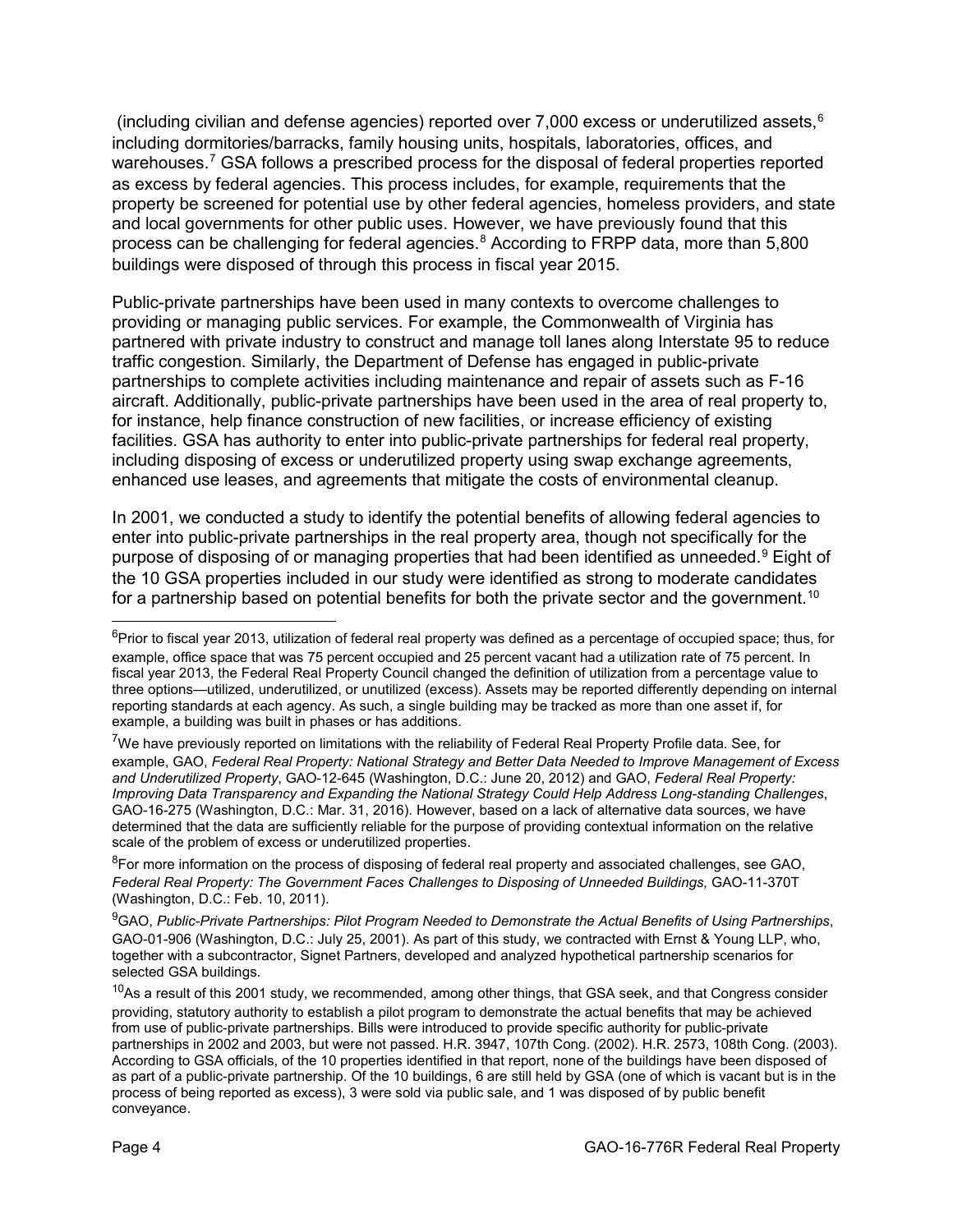(including civilian and defense agencies) reported over 7,000 excess or underutilized assets,[6] including dormitories/barracks, family housing units, hospitals, laboratories, offices, and warehouses.[7] GSA follows a prescribed process for the disposal of federal properties reported as excess by federal agencies. This process includes, for example, requirements that the property be screened for potential use by other federal agencies, homeless providers, and state and local governments for other public uses. However, we have previously found that this process can be challenging for federal agencies.[8] According to FRPP data, more than 5,800 buildings were disposed of through this process in fiscal year 2015.

Public-private partnerships have been used in many contexts to overcome challenges to providing or managing public services. For example, the Commonwealth of Virginia has partnered with private industry to construct and manage toll lanes along Interstate 95 to reduce traffic congestion. Similarly, the Department of Defense has engaged in public-private partnerships to complete activities including maintenance and repair of assets such as F-16 aircraft. Additionally, public-private partnerships have been used in the area of real property to, for instance, help finance construction of new facilities, or increase efficiency of existing facilities. GSA has authority to enter into public-private partnerships for federal real property, including disposing of excess or underutilized property using swap exchange agreements, enhanced use leases, and agreements that mitigate the costs of environmental cleanup.

In 2001, we conducted a study to identify the potential benefits of allowing federal agencies to enter into public-private partnerships in the real property area, though not specifically for the purpose of disposing of or managing properties that had been identified as unneeded.[9] Eight of the 10 GSA properties included in our study were identified as strong to moderate candidates for a partnership based on potential benefits for both the private sector and the government.[10]

---

[6]Prior to fiscal year 2013, utilization of federal real property was defined as a percentage of occupied space; thus, for example, office space that was 75 percent occupied and 25 percent vacant had a utilization rate of 75 percent. In fiscal year 2013, the Federal Real Property Council changed the definition of utilization from a percentage value to three options—utilized, underutilized, or unutilized (excess). Assets may be reported differently depending on internal reporting standards at each agency. As such, a single building may be tracked as more than one asset if, for example, a building was built in phases or has additions.

[7]We have previously reported on limitations with the reliability of Federal Real Property Profile data. See, for example, GAO, *Federal Real Property: National Strategy and Better Data Needed to Improve Management of Excess and Underutilized Property*, GAO-12-645 (Washington, D.C.: June 20, 2012) and GAO, *Federal Real Property: Improving Data Transparency and Expanding the National Strategy Could Help Address Long-standing Challenges*, GAO-16-275 (Washington, D.C.: Mar. 31, 2016). However, based on a lack of alternative data sources, we have determined that the data are sufficiently reliable for the purpose of providing contextual information on the relative scale of the problem of excess or underutilized properties.

[8]For more information on the process of disposing of federal real property and associated challenges, see GAO, *Federal Real Property: The Government Faces Challenges to Disposing of Unneeded Buildings,* GAO-11-370T (Washington, D.C.: Feb. 10, 2011).

[9]GAO, *Public-Private Partnerships: Pilot Program Needed to Demonstrate the Actual Benefits of Using Partnerships*, GAO-01-906 (Washington, D.C.: July 25, 2001). As part of this study, we contracted with Ernst & Young LLP, who, together with a subcontractor, Signet Partners, developed and analyzed hypothetical partnership scenarios for selected GSA buildings.

[10]As a result of this 2001 study, we recommended, among other things, that GSA seek, and that Congress consider providing, statutory authority to establish a pilot program to demonstrate the actual benefits that may be achieved from use of public-private partnerships. Bills were introduced to provide specific authority for public-private partnerships in 2002 and 2003, but were not passed. H.R. 3947, 107th Cong. (2002). H.R. 2573, 108th Cong. (2003). According to GSA officials, of the 10 properties identified in that report, none of the buildings have been disposed of as part of a public-private partnership. Of the 10 buildings, 6 are still held by GSA (one of which is vacant but is in the process of being reported as excess), 3 were sold via public sale, and 1 was disposed of by public benefit conveyance.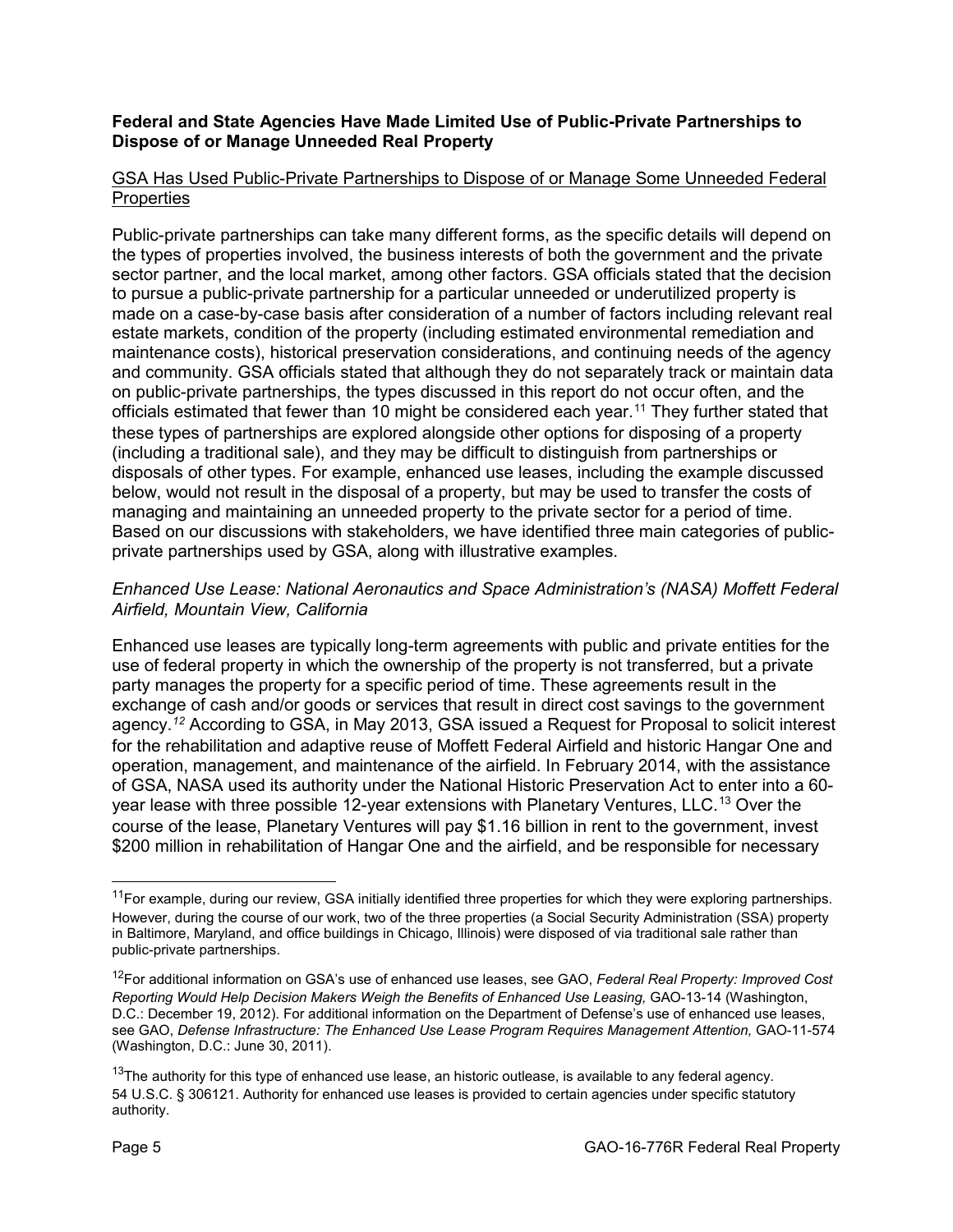**Federal and State Agencies Have Made Limited Use of Public-Private Partnerships to Dispose of or Manage Unneeded Real Property**

GSA Has Used Public-Private Partnerships to Dispose of or Manage Some Unneeded Federal Properties

Public-private partnerships can take many different forms, as the specific details will depend on the types of properties involved, the business interests of both the government and the private sector partner, and the local market, among other factors. GSA officials stated that the decision to pursue a public-private partnership for a particular unneeded or underutilized property is made on a case-by-case basis after consideration of a number of factors including relevant real estate markets, condition of the property (including estimated environmental remediation and maintenance costs), historical preservation considerations, and continuing needs of the agency and community. GSA officials stated that although they do not separately track or maintain data on public-private partnerships, the types discussed in this report do not occur often, and the officials estimated that fewer than 10 might be considered each year.[11] They further stated that these types of partnerships are explored alongside other options for disposing of a property (including a traditional sale), and they may be difficult to distinguish from partnerships or disposals of other types. For example, enhanced use leases, including the example discussed below, would not result in the disposal of a property, but may be used to transfer the costs of managing and maintaining an unneeded property to the private sector for a period of time. Based on our discussions with stakeholders, we have identified three main categories of public-private partnerships used by GSA, along with illustrative examples.

*Enhanced Use Lease: National Aeronautics and Space Administration's (NASA) Moffett Federal Airfield, Mountain View, California*

Enhanced use leases are typically long-term agreements with public and private entities for the use of federal property in which the ownership of the property is not transferred, but a private party manages the property for a specific period of time. These agreements result in the exchange of cash and/or goods or services that result in direct cost savings to the government agency.[12] According to GSA, in May 2013, GSA issued a Request for Proposal to solicit interest for the rehabilitation and adaptive reuse of Moffett Federal Airfield and historic Hangar One and operation, management, and maintenance of the airfield. In February 2014, with the assistance of GSA, NASA used its authority under the National Historic Preservation Act to enter into a 60-year lease with three possible 12-year extensions with Planetary Ventures, LLC.[13] Over the course of the lease, Planetary Ventures will pay \$1.16 billion in rent to the government, invest \$200 million in rehabilitation of Hangar One and the airfield, and be responsible for necessary

---

[11] For example, during our review, GSA initially identified three properties for which they were exploring partnerships. However, during the course of our work, two of the three properties (a Social Security Administration (SSA) property in Baltimore, Maryland, and office buildings in Chicago, Illinois) were disposed of via traditional sale rather than public-private partnerships.

[12] For additional information on GSA's use of enhanced use leases, see GAO, *Federal Real Property: Improved Cost Reporting Would Help Decision Makers Weigh the Benefits of Enhanced Use Leasing,* GAO-13-14 (Washington, D.C.: December 19, 2012). For additional information on the Department of Defense's use of enhanced use leases, see GAO, *Defense Infrastructure: The Enhanced Use Lease Program Requires Management Attention,* GAO-11-574 (Washington, D.C.: June 30, 2011).

[13] The authority for this type of enhanced use lease, an historic outlease, is available to any federal agency. 54 U.S.C. § 306121. Authority for enhanced use leases is provided to certain agencies under specific statutory authority.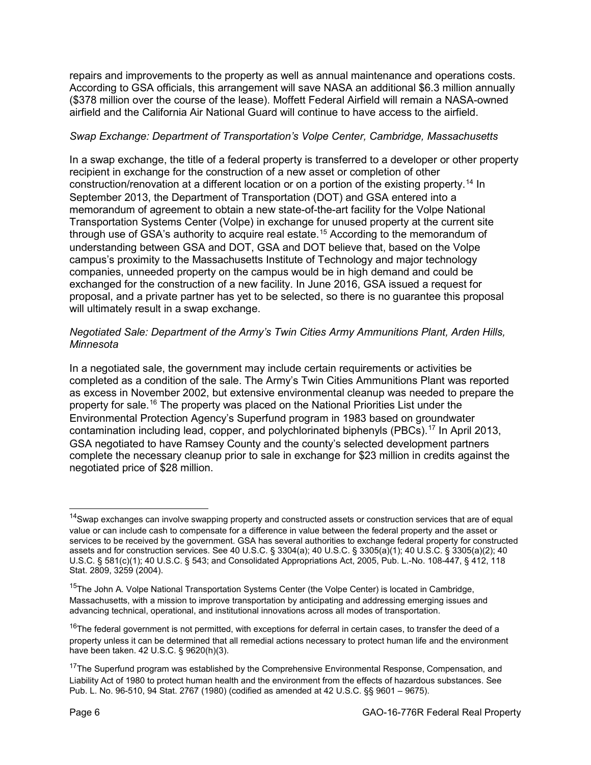repairs and improvements to the property as well as annual maintenance and operations costs. According to GSA officials, this arrangement will save NASA an additional $6.3 million annually ($378 million over the course of the lease). Moffett Federal Airfield will remain a NASA-owned airfield and the California Air National Guard will continue to have access to the airfield.

*Swap Exchange: Department of Transportation's Volpe Center, Cambridge, Massachusetts*

In a swap exchange, the title of a federal property is transferred to a developer or other property recipient in exchange for the construction of a new asset or completion of other construction/renovation at a different location or on a portion of the existing property.[14] In September 2013, the Department of Transportation (DOT) and GSA entered into a memorandum of agreement to obtain a new state-of-the-art facility for the Volpe National Transportation Systems Center (Volpe) in exchange for unused property at the current site through use of GSA's authority to acquire real estate.[15] According to the memorandum of understanding between GSA and DOT, GSA and DOT believe that, based on the Volpe campus's proximity to the Massachusetts Institute of Technology and major technology companies, unneeded property on the campus would be in high demand and could be exchanged for the construction of a new facility. In June 2016, GSA issued a request for proposal, and a private partner has yet to be selected, so there is no guarantee this proposal will ultimately result in a swap exchange.

*Negotiated Sale: Department of the Army's Twin Cities Army Ammunitions Plant, Arden Hills, Minnesota*

In a negotiated sale, the government may include certain requirements or activities be completed as a condition of the sale. The Army's Twin Cities Ammunitions Plant was reported as excess in November 2002, but extensive environmental cleanup was needed to prepare the property for sale.[16] The property was placed on the National Priorities List under the Environmental Protection Agency's Superfund program in 1983 based on groundwater contamination including lead, copper, and polychlorinated biphenyls (PBCs).[17] In April 2013, GSA negotiated to have Ramsey County and the county's selected development partners complete the necessary cleanup prior to sale in exchange for $23 million in credits against the negotiated price of $28 million.

---

[14]Swap exchanges can involve swapping property and constructed assets or construction services that are of equal value or can include cash to compensate for a difference in value between the federal property and the asset or services to be received by the government. GSA has several authorities to exchange federal property for constructed assets and for construction services. See 40 U.S.C. § 3304(a); 40 U.S.C. § 3305(a)(1); 40 U.S.C. § 3305(a)(2); 40 U.S.C. § 581(c)(1); 40 U.S.C. § 543; and Consolidated Appropriations Act, 2005, Pub. L.-No. 108-447, § 412, 118 Stat. 2809, 3259 (2004).

[15]The John A. Volpe National Transportation Systems Center (the Volpe Center) is located in Cambridge, Massachusetts, with a mission to improve transportation by anticipating and addressing emerging issues and advancing technical, operational, and institutional innovations across all modes of transportation.

[16]The federal government is not permitted, with exceptions for deferral in certain cases, to transfer the deed of a property unless it can be determined that all remedial actions necessary to protect human life and the environment have been taken. 42 U.S.C. § 9620(h)(3).

[17]The Superfund program was established by the Comprehensive Environmental Response, Compensation, and Liability Act of 1980 to protect human health and the environment from the effects of hazardous substances. See Pub. L. No. 96-510, 94 Stat. 2767 (1980) (codified as amended at 42 U.S.C. §§ 9601 – 9675).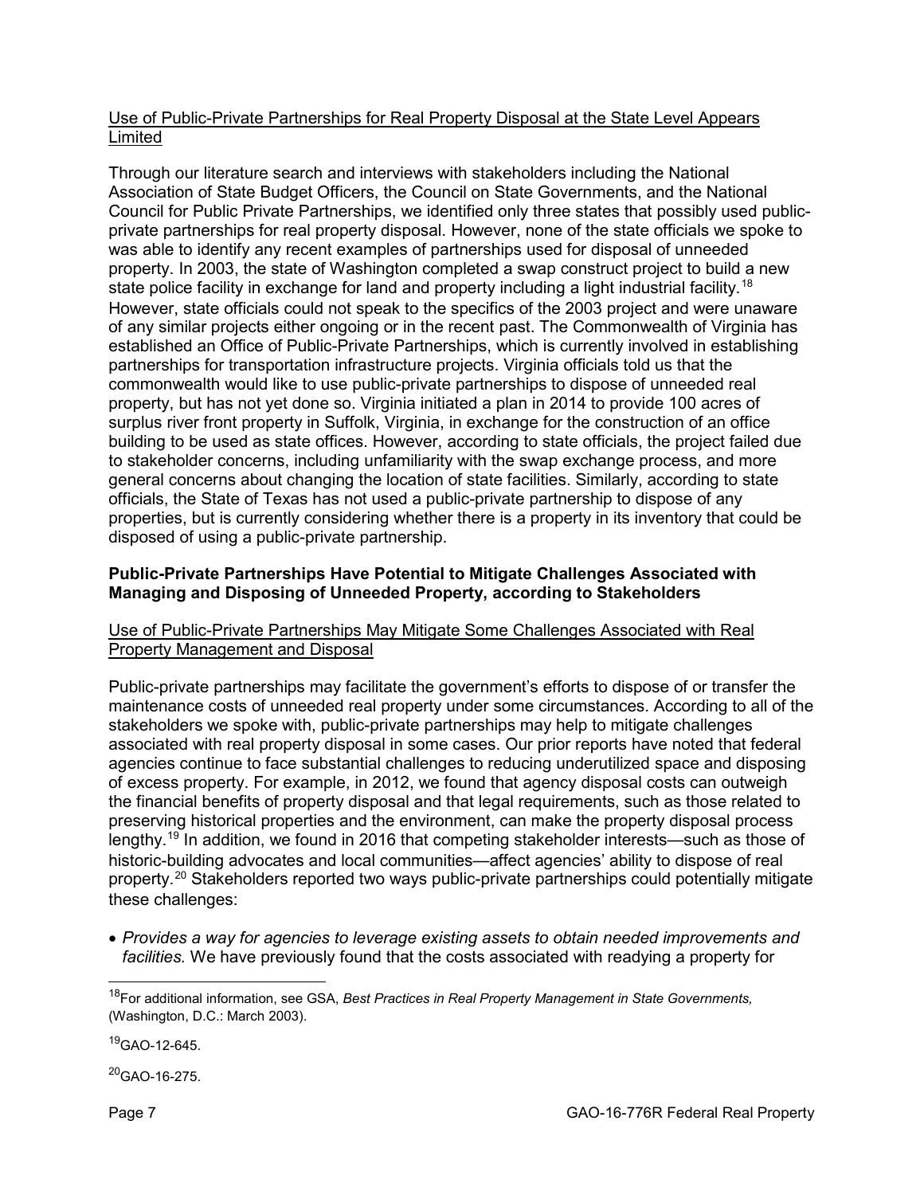<u>Use of Public-Private Partnerships for Real Property Disposal at the State Level Appears Limited</u>

Through our literature search and interviews with stakeholders including the National Association of State Budget Officers, the Council on State Governments, and the National Council for Public Private Partnerships, we identified only three states that possibly used public-private partnerships for real property disposal. However, none of the state officials we spoke to was able to identify any recent examples of partnerships used for disposal of unneeded property. In 2003, the state of Washington completed a swap construct project to build a new state police facility in exchange for land and property including a light industrial facility.[18] However, state officials could not speak to the specifics of the 2003 project and were unaware of any similar projects either ongoing or in the recent past. The Commonwealth of Virginia has established an Office of Public-Private Partnerships, which is currently involved in establishing partnerships for transportation infrastructure projects. Virginia officials told us that the commonwealth would like to use public-private partnerships to dispose of unneeded real property, but has not yet done so. Virginia initiated a plan in 2014 to provide 100 acres of surplus river front property in Suffolk, Virginia, in exchange for the construction of an office building to be used as state offices. However, according to state officials, the project failed due to stakeholder concerns, including unfamiliarity with the swap exchange process, and more general concerns about changing the location of state facilities. Similarly, according to state officials, the State of Texas has not used a public-private partnership to dispose of any properties, but is currently considering whether there is a property in its inventory that could be disposed of using a public-private partnership.

**Public-Private Partnerships Have Potential to Mitigate Challenges Associated with Managing and Disposing of Unneeded Property, according to Stakeholders**

<u>Use of Public-Private Partnerships May Mitigate Some Challenges Associated with Real Property Management and Disposal</u>

Public-private partnerships may facilitate the government's efforts to dispose of or transfer the maintenance costs of unneeded real property under some circumstances. According to all of the stakeholders we spoke with, public-private partnerships may help to mitigate challenges associated with real property disposal in some cases. Our prior reports have noted that federal agencies continue to face substantial challenges to reducing underutilized space and disposing of excess property. For example, in 2012, we found that agency disposal costs can outweigh the financial benefits of property disposal and that legal requirements, such as those related to preserving historical properties and the environment, can make the property disposal process lengthy.[19] In addition, we found in 2016 that competing stakeholder interests—such as those of historic-building advocates and local communities—affect agencies' ability to dispose of real property.[20] Stakeholders reported two ways public-private partnerships could potentially mitigate these challenges:

- *Provides a way for agencies to leverage existing assets to obtain needed improvements and facilities.* We have previously found that the costs associated with readying a property for

---

[18] For additional information, see GSA, *Best Practices in Real Property Management in State Governments,* (Washington, D.C.: March 2003).

[19] GAO-12-645.

[20] GAO-16-275.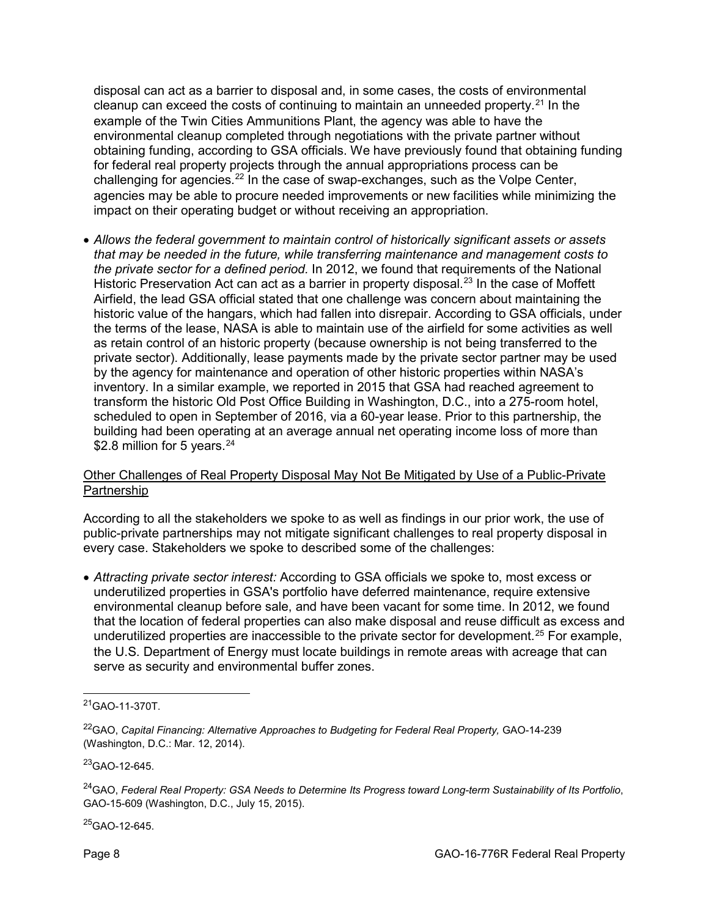disposal can act as a barrier to disposal and, in some cases, the costs of environmental cleanup can exceed the costs of continuing to maintain an unneeded property.[21] In the example of the Twin Cities Ammunitions Plant, the agency was able to have the environmental cleanup completed through negotiations with the private partner without obtaining funding, according to GSA officials. We have previously found that obtaining funding for federal real property projects through the annual appropriations process can be challenging for agencies.[22] In the case of swap-exchanges, such as the Volpe Center, agencies may be able to procure needed improvements or new facilities while minimizing the impact on their operating budget or without receiving an appropriation.

- *Allows the federal government to maintain control of historically significant assets or assets that may be needed in the future, while transferring maintenance and management costs to the private sector for a defined period.* In 2012, we found that requirements of the National Historic Preservation Act can act as a barrier in property disposal.[23] In the case of Moffett Airfield, the lead GSA official stated that one challenge was concern about maintaining the historic value of the hangars, which had fallen into disrepair. According to GSA officials, under the terms of the lease, NASA is able to maintain use of the airfield for some activities as well as retain control of an historic property (because ownership is not being transferred to the private sector). Additionally, lease payments made by the private sector partner may be used by the agency for maintenance and operation of other historic properties within NASA's inventory. In a similar example, we reported in 2015 that GSA had reached agreement to transform the historic Old Post Office Building in Washington, D.C., into a 275-room hotel, scheduled to open in September of 2016, via a 60-year lease. Prior to this partnership, the building had been operating at an average annual net operating income loss of more than $2.8 million for 5 years.[24]

<u>Other Challenges of Real Property Disposal May Not Be Mitigated by Use of a Public-Private Partnership</u>

According to all the stakeholders we spoke to as well as findings in our prior work, the use of public-private partnerships may not mitigate significant challenges to real property disposal in every case. Stakeholders we spoke to described some of the challenges:

- *Attracting private sector interest:* According to GSA officials we spoke to, most excess or underutilized properties in GSA's portfolio have deferred maintenance, require extensive environmental cleanup before sale, and have been vacant for some time. In 2012, we found that the location of federal properties can also make disposal and reuse difficult as excess and underutilized properties are inaccessible to the private sector for development.[25] For example, the U.S. Department of Energy must locate buildings in remote areas with acreage that can serve as security and environmental buffer zones.

---

[21] GAO-11-370T.

[22] GAO, *Capital Financing: Alternative Approaches to Budgeting for Federal Real Property,* GAO-14-239 (Washington, D.C.: Mar. 12, 2014).

[23] GAO-12-645.

[24] GAO, *Federal Real Property: GSA Needs to Determine Its Progress toward Long-term Sustainability of Its Portfolio*, GAO-15-609 (Washington, D.C., July 15, 2015).

[25] GAO-12-645.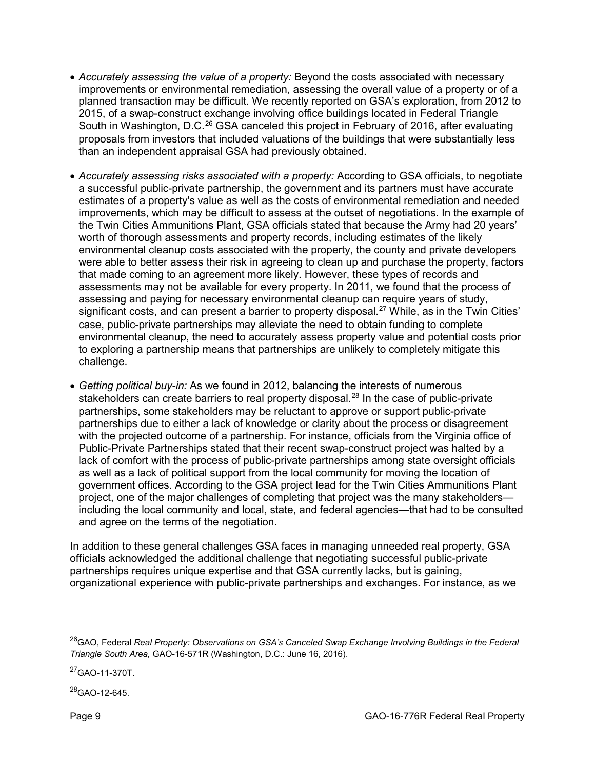- *Accurately assessing the value of a property:* Beyond the costs associated with necessary improvements or environmental remediation, assessing the overall value of a property or of a planned transaction may be difficult. We recently reported on GSA's exploration, from 2012 to 2015, of a swap-construct exchange involving office buildings located in Federal Triangle South in Washington, D.C.[26] GSA canceled this project in February of 2016, after evaluating proposals from investors that included valuations of the buildings that were substantially less than an independent appraisal GSA had previously obtained.
- *Accurately assessing risks associated with a property:* According to GSA officials, to negotiate a successful public-private partnership, the government and its partners must have accurate estimates of a property's value as well as the costs of environmental remediation and needed improvements, which may be difficult to assess at the outset of negotiations. In the example of the Twin Cities Ammunitions Plant, GSA officials stated that because the Army had 20 years' worth of thorough assessments and property records, including estimates of the likely environmental cleanup costs associated with the property, the county and private developers were able to better assess their risk in agreeing to clean up and purchase the property, factors that made coming to an agreement more likely. However, these types of records and assessments may not be available for every property. In 2011, we found that the process of assessing and paying for necessary environmental cleanup can require years of study, significant costs, and can present a barrier to property disposal.[27] While, as in the Twin Cities' case, public-private partnerships may alleviate the need to obtain funding to complete environmental cleanup, the need to accurately assess property value and potential costs prior to exploring a partnership means that partnerships are unlikely to completely mitigate this challenge.
- *Getting political buy-in:* As we found in 2012, balancing the interests of numerous stakeholders can create barriers to real property disposal.[28] In the case of public-private partnerships, some stakeholders may be reluctant to approve or support public-private partnerships due to either a lack of knowledge or clarity about the process or disagreement with the projected outcome of a partnership. For instance, officials from the Virginia office of Public-Private Partnerships stated that their recent swap-construct project was halted by a lack of comfort with the process of public-private partnerships among state oversight officials as well as a lack of political support from the local community for moving the location of government offices. According to the GSA project lead for the Twin Cities Ammunitions Plant project, one of the major challenges of completing that project was the many stakeholders—including the local community and local, state, and federal agencies—that had to be consulted and agree on the terms of the negotiation.

In addition to these general challenges GSA faces in managing unneeded real property, GSA officials acknowledged the additional challenge that negotiating successful public-private partnerships requires unique expertise and that GSA currently lacks, but is gaining, organizational experience with public-private partnerships and exchanges. For instance, as we

[26] GAO, Federal *Real Property: Observations on GSA's Canceled Swap Exchange Involving Buildings in the Federal Triangle South Area,* GAO-16-571R (Washington, D.C.: June 16, 2016).

[27] GAO-11-370T.

[28] GAO-12-645.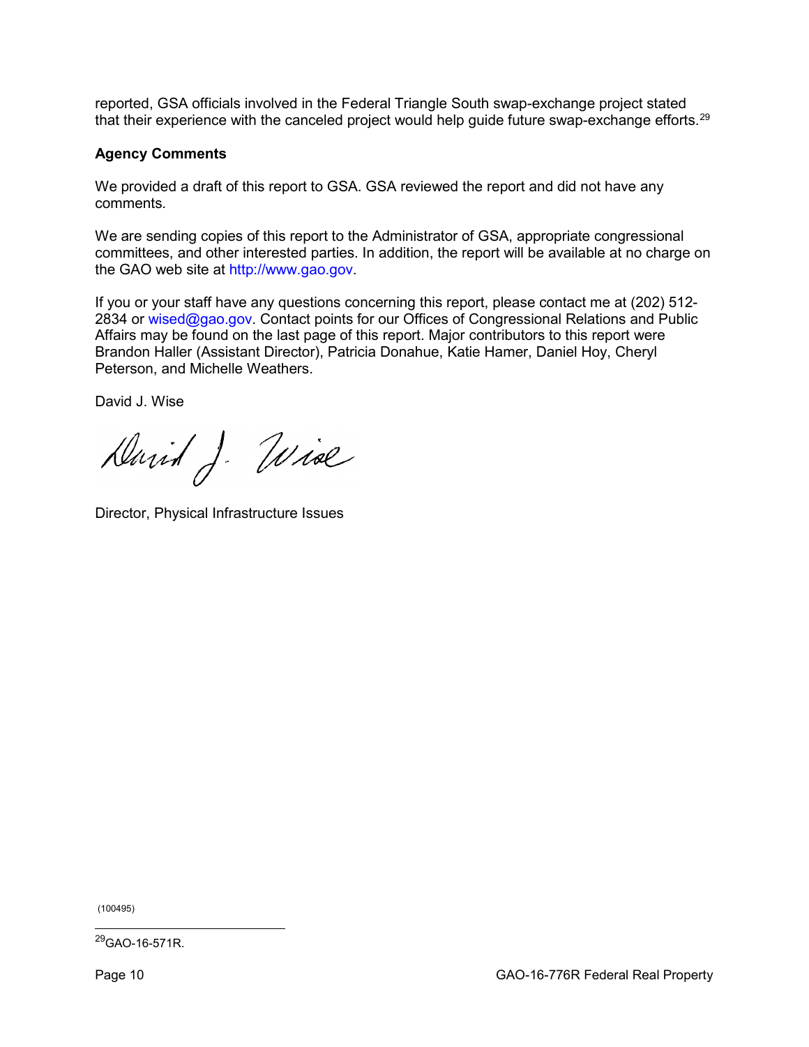reported, GSA officials involved in the Federal Triangle South swap-exchange project stated that their experience with the canceled project would help guide future swap-exchange efforts.[29]

**Agency Comments**

We provided a draft of this report to GSA. GSA reviewed the report and did not have any comments.

We are sending copies of this report to the Administrator of GSA, appropriate congressional committees, and other interested parties. In addition, the report will be available at no charge on the GAO web site at http://www.gao.gov.

If you or your staff have any questions concerning this report, please contact me at (202) 512-2834 or wised@gao.gov. Contact points for our Offices of Congressional Relations and Public Affairs may be found on the last page of this report. Major contributors to this report were Brandon Haller (Assistant Director), Patricia Donahue, Katie Hamer, Daniel Hoy, Cheryl Peterson, and Michelle Weathers.

David J. Wise

Director, Physical Infrastructure Issues

(100495)

[29]GAO-16-571R.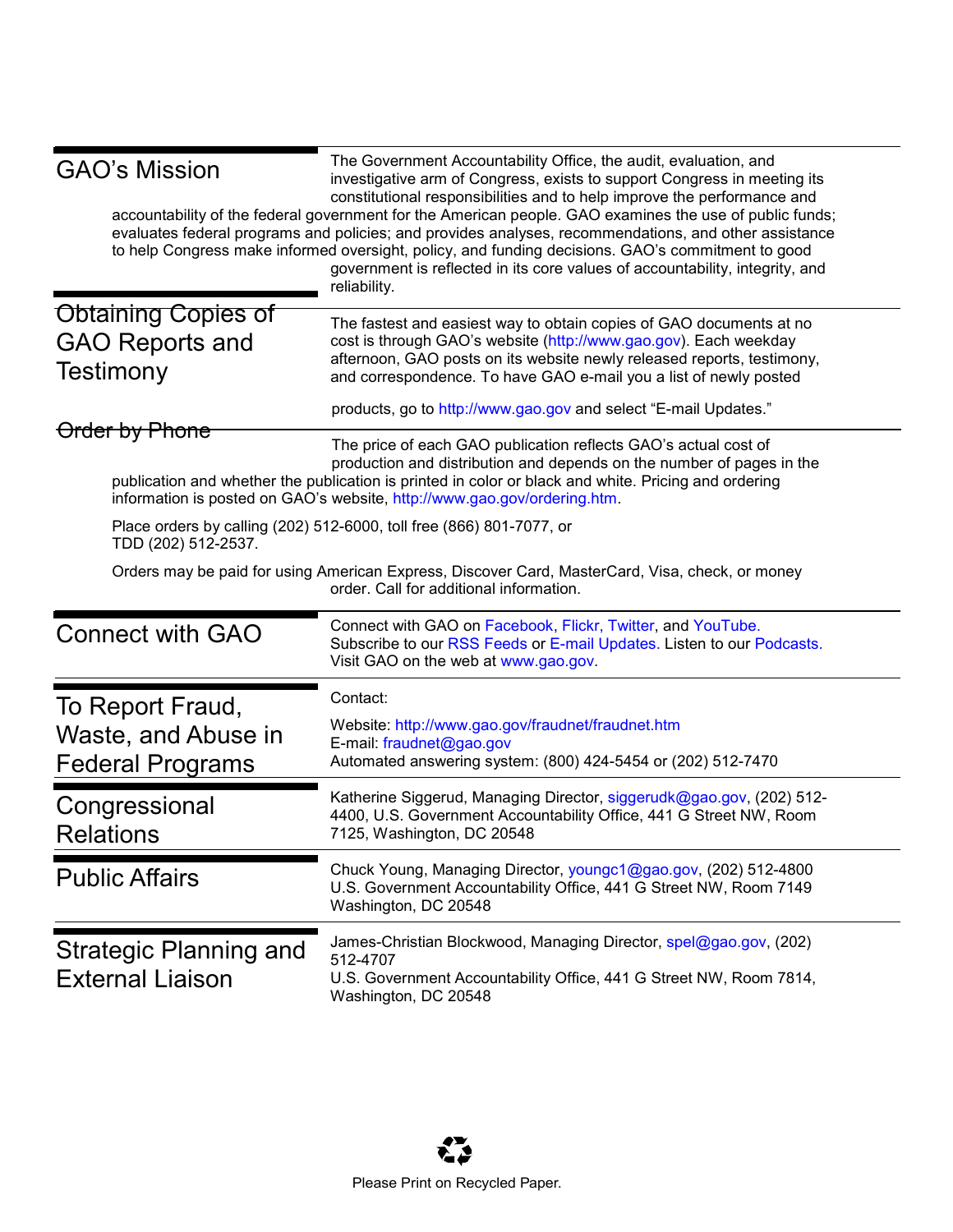## GAO's Mission

The Government Accountability Office, the audit, evaluation, and investigative arm of Congress, exists to support Congress in meeting its constitutional responsibilities and to help improve the performance and accountability of the federal government for the American people. GAO examines the use of public funds; evaluates federal programs and policies; and provides analyses, recommendations, and other assistance to help Congress make informed oversight, policy, and funding decisions. GAO's commitment to good government is reflected in its core values of accountability, integrity, and reliability.

## Obtaining Copies of GAO Reports and Testimony

The fastest and easiest way to obtain copies of GAO documents at no cost is through GAO's website (http://www.gao.gov). Each weekday afternoon, GAO posts on its website newly released reports, testimony, and correspondence. To have GAO e-mail you a list of newly posted products, go to http://www.gao.gov and select "E-mail Updates."

### Order by Phone

The price of each GAO publication reflects GAO's actual cost of production and distribution and depends on the number of pages in the publication and whether the publication is printed in color or black and white. Pricing and ordering information is posted on GAO's website, http://www.gao.gov/ordering.htm.

Place orders by calling (202) 512-6000, toll free (866) 801-7077, or TDD (202) 512-2537.

Orders may be paid for using American Express, Discover Card, MasterCard, Visa, check, or money order. Call for additional information.

## Connect with GAO

Connect with GAO on Facebook, Flickr, Twitter, and YouTube. Subscribe to our RSS Feeds or E-mail Updates. Listen to our Podcasts. Visit GAO on the web at www.gao.gov.

## To Report Fraud, Waste, and Abuse in Federal Programs

Contact:

Website: http://www.gao.gov/fraudnet/fraudnet.htm
E-mail: fraudnet@gao.gov
Automated answering system: (800) 424-5454 or (202) 512-7470

## Congressional Relations

Katherine Siggerud, Managing Director, siggerudk@gao.gov, (202) 512-4400, U.S. Government Accountability Office, 441 G Street NW, Room 7125, Washington, DC 20548

## Public Affairs

Chuck Young, Managing Director, youngc1@gao.gov, (202) 512-4800
U.S. Government Accountability Office, 441 G Street NW, Room 7149
Washington, DC 20548

## Strategic Planning and External Liaison

James-Christian Blockwood, Managing Director, spel@gao.gov, (202) 512-4707
U.S. Government Accountability Office, 441 G Street NW, Room 7814, Washington, DC 20548

Please Print on Recycled Paper.